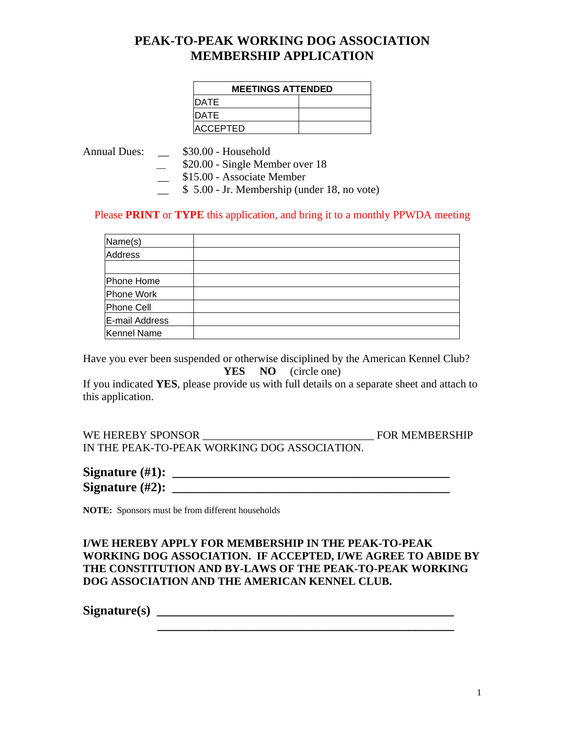# PEAK-TO-PEAK WORKING DOG ASSOCIATION
# MEMBERSHIP APPLICATION

| MEETINGS ATTENDED | |
|---|---|
| DATE | |
| DATE | |
| ACCEPTED | |

Annual Dues:
- __ $30.00 - Household
- __ $20.00 - Single Member over 18
- __ $15.00 - Associate Member
- __ $ 5.00 - Jr. Membership (under 18, no vote)

Please **PRINT** or **TYPE** this application, and bring it to a monthly PPWDA meeting

| | |
|---|---|
| Name(s) | |
| Address | |
| | |
| Phone Home | |
| Phone Work | |
| Phone Cell | |
| E-mail Address | |
| Kennel Name | |

Have you ever been suspended or otherwise disciplined by the American Kennel Club?
**YES** **NO** (circle one)
If you indicated **YES**, please provide us with full details on a separate sheet and attach to this application.

WE HEREBY SPONSOR ______________________________ FOR MEMBERSHIP IN THE PEAK-TO-PEAK WORKING DOG ASSOCIATION.

**Signature (#1): ________________________________________________**
**Signature (#2): ________________________________________________**

**NOTE:** Sponsors must be from different households

**I/WE HEREBY APPLY FOR MEMBERSHIP IN THE PEAK-TO-PEAK WORKING DOG ASSOCIATION. IF ACCEPTED, I/WE AGREE TO ABIDE BY THE CONSTITUTION AND BY-LAWS OF THE PEAK-TO-PEAK WORKING DOG ASSOCIATION AND THE AMERICAN KENNEL CLUB.**

**Signature(s) ________________________________________________**
**________________________________________________**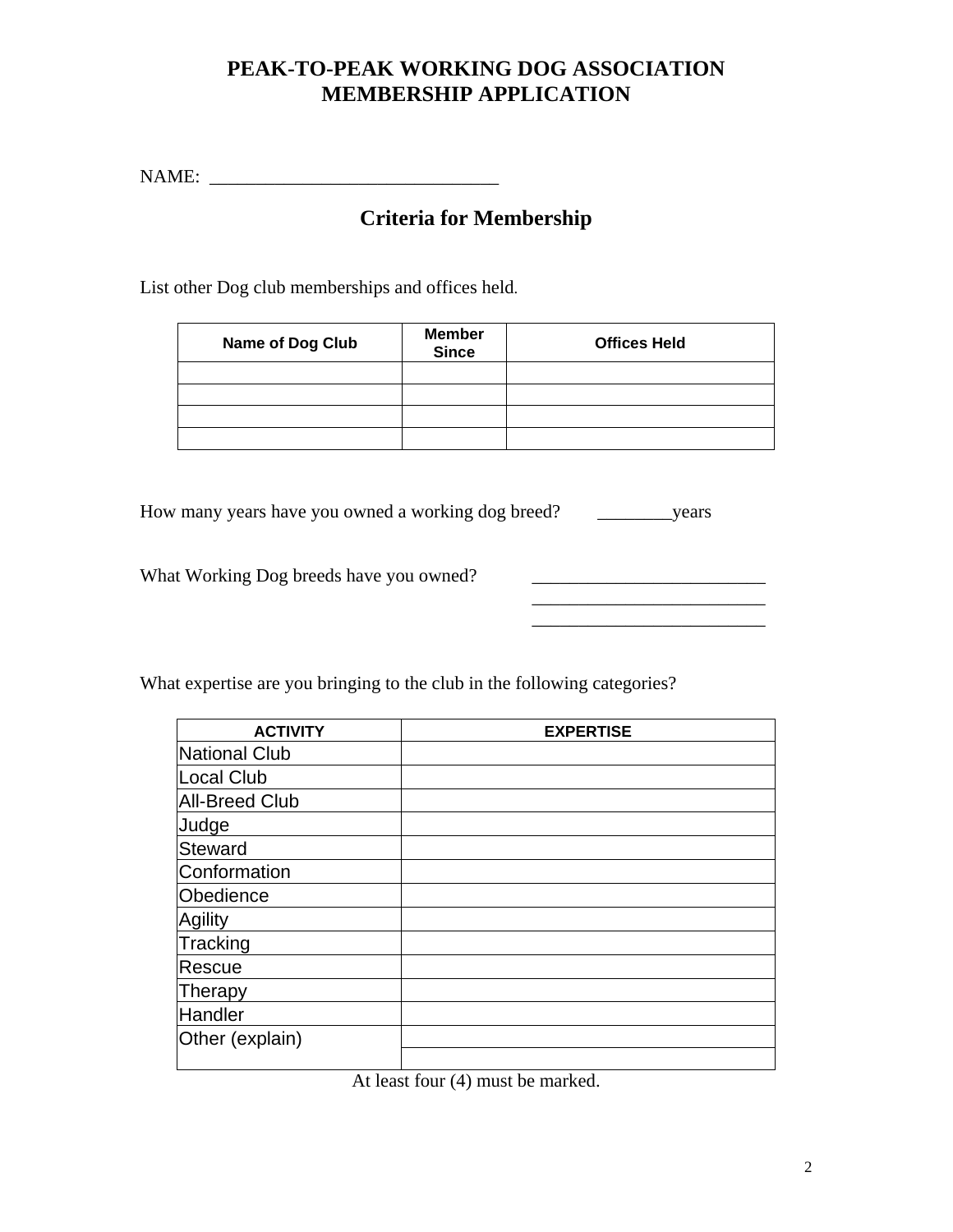# PEAK-TO-PEAK WORKING DOG ASSOCIATION
# MEMBERSHIP APPLICATION

NAME: _______________________________

## Criteria for Membership

List other Dog club memberships and offices held.

| Name of Dog Club | Member Since | Offices Held |
|---|---|---|
| | | |
| | | |
| | | |
| | | |

How many years have you owned a working dog breed? ________years

What Working Dog breeds have you owned? _________________________
_________________________
_________________________

What expertise are you bringing to the club in the following categories?

| ACTIVITY | EXPERTISE |
|---|---|
| National Club | |
| Local Club | |
| All-Breed Club | |
| Judge | |
| Steward | |
| Conformation | |
| Obedience | |
| Agility | |
| Tracking | |
| Rescue | |
| Therapy | |
| Handler | |
| Other (explain) | |
| | |

At least four (4) must be marked.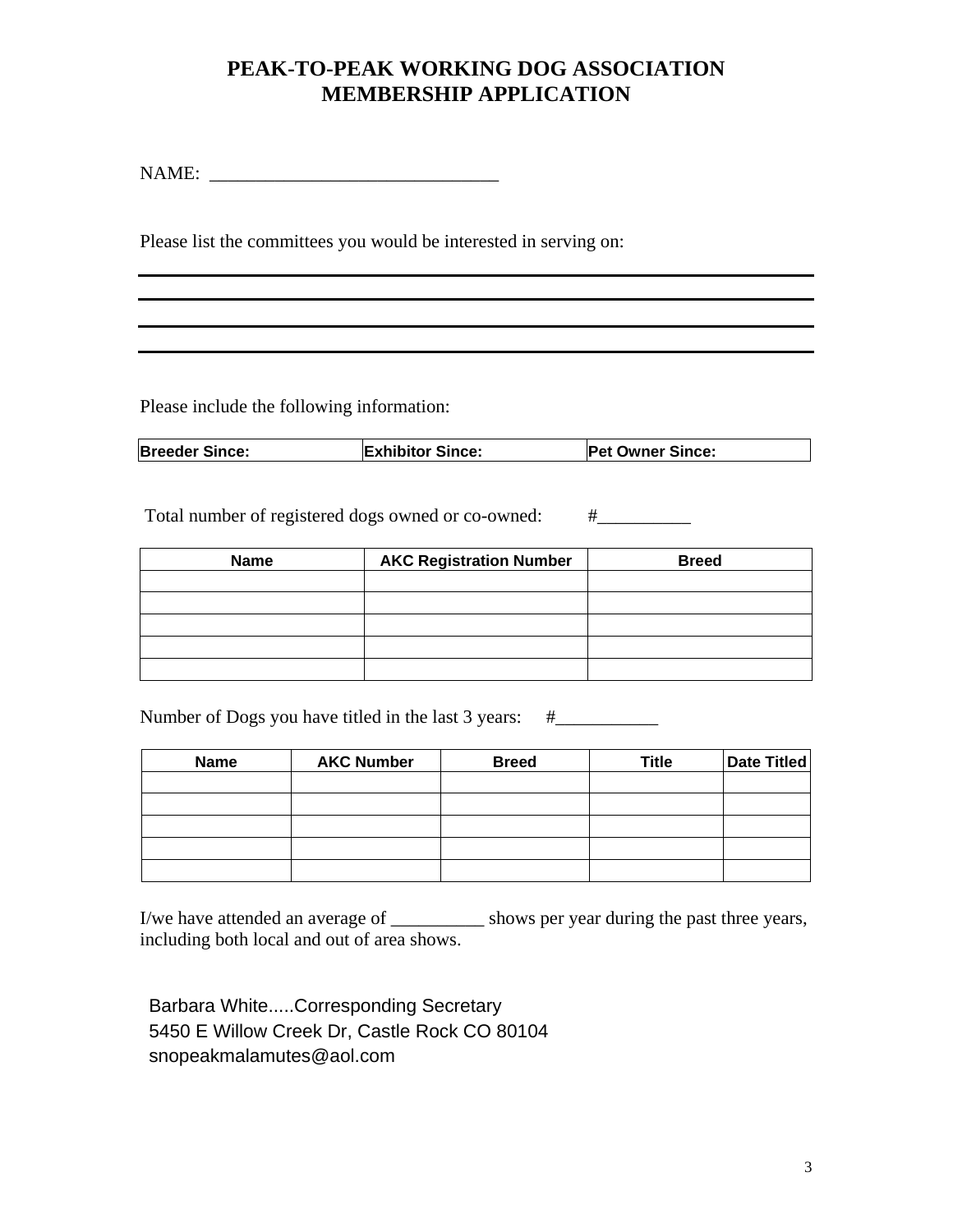# PEAK-TO-PEAK WORKING DOG ASSOCIATION
# MEMBERSHIP APPLICATION

NAME: ______________________________

Please list the committees you would be interested in serving on:

______________________________________________________________________

______________________________________________________________________

______________________________________________________________________

______________________________________________________________________

Please include the following information:

| Breeder Since: | Exhibitor Since: | Pet Owner Since: |
|---|---|---|

Total number of registered dogs owned or co-owned: #__________

| Name | AKC Registration Number | Breed |
|---|---|---|
| | | |
| | | |
| | | |
| | | |
| | | |

Number of Dogs you have titled in the last 3 years: #___________

| Name | AKC Number | Breed | Title | Date Titled |
|---|---|---|---|---|
| | | | | |
| | | | | |
| | | | | |
| | | | | |
| | | | | |

I/we have attended an average of __________ shows per year during the past three years, including both local and out of area shows.

Barbara White.....Corresponding Secretary
5450 E Willow Creek Dr, Castle Rock CO 80104
snopeakmalamutes@aol.com